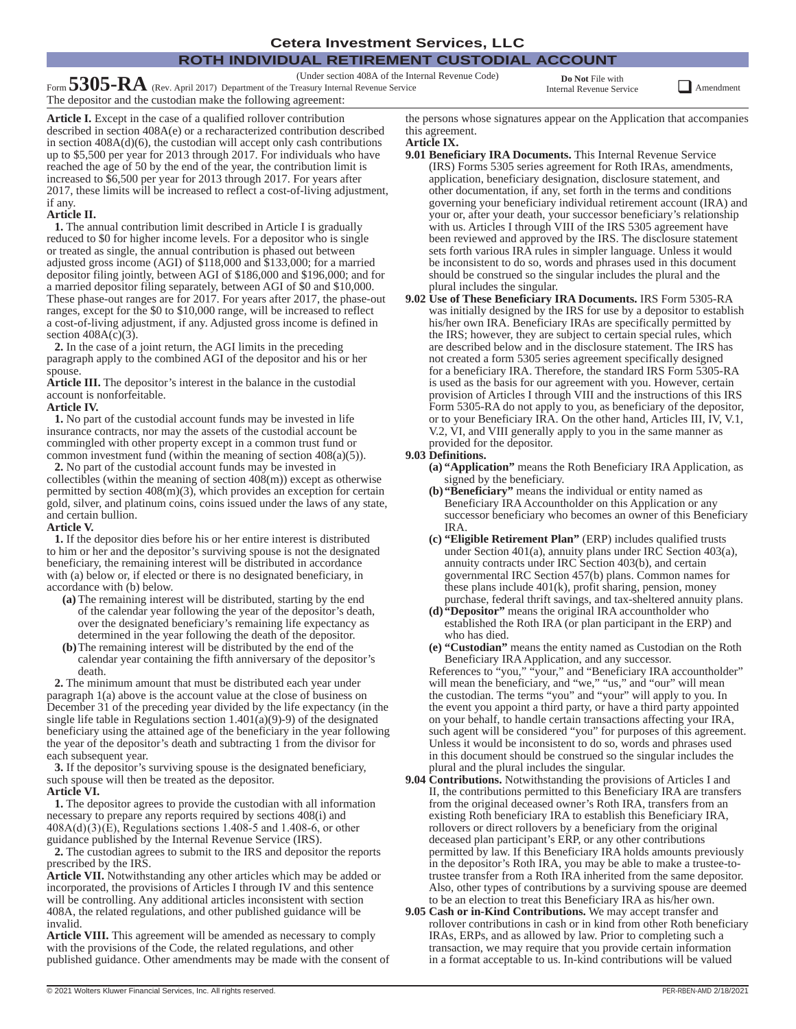# Cetera Investment Services, LLC

## ROTH INDIVIDUAL RETIREMENT CUSTODIAL ACCOUNT

Form **5305-RA** (Rev. April 2017) Department of the Treasury Internal Revenue Service

(Under section 408A of the Internal Revenue Code)

**Do Not** File with Internal Revenue Service

☐ Amendment

The depositor and the custodian make the following agreement:

**Article I.** Except in the case of a qualified rollover contribution described in section 408A(e) or a recharacterized contribution described in section 408A(d)(6), the custodian will accept only cash contributions up to $5,500 per year for 2013 through 2017. For individuals who have reached the age of 50 by the end of the year, the contribution limit is increased to $6,500 per year for 2013 through 2017. For years after 2017, these limits will be increased to reflect a cost-of-living adjustment, if any.

**Article II.**

**1.** The annual contribution limit described in Article I is gradually reduced to $0 for higher income levels. For a depositor who is single or treated as single, the annual contribution is phased out between adjusted gross income (AGI) of $118,000 and $133,000; for a married depositor filing jointly, between AGI of $186,000 and $196,000; and for a married depositor filing separately, between AGI of $0 and $10,000. These phase-out ranges are for 2017. For years after 2017, the phase-out ranges, except for the $0 to $10,000 range, will be increased to reflect a cost-of-living adjustment, if any. Adjusted gross income is defined in section 408A(c)(3).

**2.** In the case of a joint return, the AGI limits in the preceding paragraph apply to the combined AGI of the depositor and his or her spouse.

**Article III.** The depositor's interest in the balance in the custodial account is nonforfeitable.

**Article IV.**

**1.** No part of the custodial account funds may be invested in life insurance contracts, nor may the assets of the custodial account be commingled with other property except in a common trust fund or common investment fund (within the meaning of section 408(a)(5)).

**2.** No part of the custodial account funds may be invested in collectibles (within the meaning of section 408(m)) except as otherwise permitted by section 408(m)(3), which provides an exception for certain gold, silver, and platinum coins, coins issued under the laws of any state, and certain bullion.

**Article V.**

**1.** If the depositor dies before his or her entire interest is distributed to him or her and the depositor's surviving spouse is not the designated beneficiary, the remaining interest will be distributed in accordance with (a) below or, if elected or there is no designated beneficiary, in accordance with (b) below.

- **(a)** The remaining interest will be distributed, starting by the end of the calendar year following the year of the depositor's death, over the designated beneficiary's remaining life expectancy as determined in the year following the death of the depositor.
- **(b)** The remaining interest will be distributed by the end of the calendar year containing the fifth anniversary of the depositor's death.

**2.** The minimum amount that must be distributed each year under paragraph 1(a) above is the account value at the close of business on December 31 of the preceding year divided by the life expectancy (in the single life table in Regulations section 1.401(a)(9)-9) of the designated beneficiary using the attained age of the beneficiary in the year following the year of the depositor's death and subtracting 1 from the divisor for each subsequent year.

**3.** If the depositor's surviving spouse is the designated beneficiary, such spouse will then be treated as the depositor.

**Article VI.**

**1.** The depositor agrees to provide the custodian with all information necessary to prepare any reports required by sections 408(i) and 408A(d)(3)(E), Regulations sections 1.408-5 and 1.408-6, or other guidance published by the Internal Revenue Service (IRS).

**2.** The custodian agrees to submit to the IRS and depositor the reports prescribed by the IRS.

**Article VII.** Notwithstanding any other articles which may be added or incorporated, the provisions of Articles I through IV and this sentence will be controlling. Any additional articles inconsistent with section 408A, the related regulations, and other published guidance will be invalid.

**Article VIII.** This agreement will be amended as necessary to comply with the provisions of the Code, the related regulations, and other published guidance. Other amendments may be made with the consent of the persons whose signatures appear on the Application that accompanies this agreement.

**Article IX.**

**9.01 Beneficiary IRA Documents.** This Internal Revenue Service (IRS) Forms 5305 series agreement for Roth IRAs, amendments, application, beneficiary designation, disclosure statement, and other documentation, if any, set forth in the terms and conditions governing your beneficiary individual retirement account (IRA) and your or, after your death, your successor beneficiary's relationship with us. Articles I through VIII of the IRS 5305 agreement have been reviewed and approved by the IRS. The disclosure statement sets forth various IRA rules in simpler language. Unless it would be inconsistent to do so, words and phrases used in this document should be construed so the singular includes the plural and the plural includes the singular.

**9.02 Use of These Beneficiary IRA Documents.** IRS Form 5305-RA was initially designed by the IRS for use by a depositor to establish his/her own IRA. Beneficiary IRAs are specifically permitted by the IRS; however, they are subject to certain special rules, which are described below and in the disclosure statement. The IRS has not created a form 5305 series agreement specifically designed for a beneficiary IRA. Therefore, the standard IRS Form 5305-RA is used as the basis for our agreement with you. However, certain provision of Articles I through VIII and the instructions of this IRS Form 5305-RA do not apply to you, as beneficiary of the depositor, or to your Beneficiary IRA. On the other hand, Articles III, IV, V.1, V.2, VI, and VIII generally apply to you in the same manner as provided for the depositor.

**9.03 Definitions.**

- **(a) "Application"** means the Roth Beneficiary IRA Application, as signed by the beneficiary.
- **(b) "Beneficiary"** means the individual or entity named as Beneficiary IRA Accountholder on this Application or any successor beneficiary who becomes an owner of this Beneficiary IRA.
- **(c) "Eligible Retirement Plan"** (ERP) includes qualified trusts under Section 401(a), annuity plans under IRC Section 403(a), annuity contracts under IRC Section 403(b), and certain governmental IRC Section 457(b) plans. Common names for these plans include 401(k), profit sharing, pension, money purchase, federal thrift savings, and tax-sheltered annuity plans.
- **(d) "Depositor"** means the original IRA accountholder who established the Roth IRA (or plan participant in the ERP) and who has died.
- **(e) "Custodian"** means the entity named as Custodian on the Roth Beneficiary IRA Application, and any successor.

References to "you," "your," and "Beneficiary IRA accountholder" will mean the beneficiary, and "we," "us," and "our" will mean the custodian. The terms "you" and "your" will apply to you. In the event you appoint a third party, or have a third party appointed on your behalf, to handle certain transactions affecting your IRA, such agent will be considered "you" for purposes of this agreement. Unless it would be inconsistent to do so, words and phrases used in this document should be construed so the singular includes the plural and the plural includes the singular.

**9.04 Contributions.** Notwithstanding the provisions of Articles I and II, the contributions permitted to this Beneficiary IRA are transfers from the original deceased owner's Roth IRA, transfers from an existing Roth beneficiary IRA to establish this Beneficiary IRA, rollovers or direct rollovers by a beneficiary from the original deceased plan participant's ERP, or any other contributions permitted by law. If this Beneficiary IRA holds amounts previously in the depositor's Roth IRA, you may be able to make a trustee-to-trustee transfer from a Roth IRA inherited from the same depositor. Also, other types of contributions by a surviving spouse are deemed to be an election to treat this Beneficiary IRA as his/her own.

**9.05 Cash or in-Kind Contributions.** We may accept transfer and rollover contributions in cash or in kind from other Roth beneficiary IRAs, ERPs, and as allowed by law. Prior to completing such a transaction, we may require that you provide certain information in a format acceptable to us. In-kind contributions will be valued

© 2021 Wolters Kluwer Financial Services, Inc. All rights reserved. PER-RBEN-AMD 2/18/2021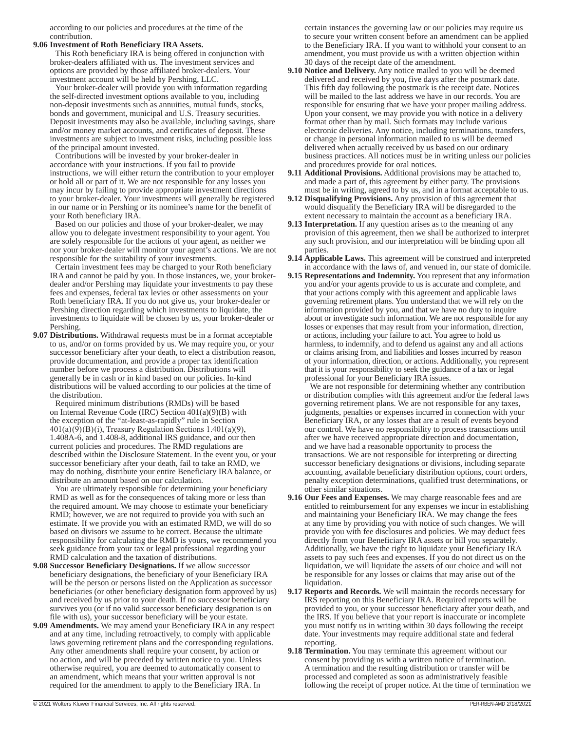according to our policies and procedures at the time of the contribution.

**9.06 Investment of Roth Beneficiary IRA Assets.**

This Roth beneficiary IRA is being offered in conjunction with broker-dealers affiliated with us. The investment services and options are provided by those affiliated broker-dealers. Your investment account will be held by Pershing, LLC.

Your broker-dealer will provide you with information regarding the self-directed investment options available to you, including non-deposit investments such as annuities, mutual funds, stocks, bonds and government, municipal and U.S. Treasury securities. Deposit investments may also be available, including savings, share and/or money market accounts, and certificates of deposit. These investments are subject to investment risks, including possible loss of the principal amount invested.

Contributions will be invested by your broker-dealer in accordance with your instructions. If you fail to provide instructions, we will either return the contribution to your employer or hold all or part of it. We are not responsible for any losses you may incur by failing to provide appropriate investment directions to your broker-dealer. Your investments will generally be registered in our name or in Pershing or its nominee's name for the benefit of your Roth beneficiary IRA.

Based on our policies and those of your broker-dealer, we may allow you to delegate investment responsibility to your agent. You are solely responsible for the actions of your agent, as neither we nor your broker-dealer will monitor your agent's actions. We are not responsible for the suitability of your investments.

Certain investment fees may be charged to your Roth beneficiary IRA and cannot be paid by you. In those instances, we, your broker-dealer and/or Pershing may liquidate your investments to pay these fees and expenses, federal tax levies or other assessments on your Roth beneficiary IRA. If you do not give us, your broker-dealer or Pershing direction regarding which investments to liquidate, the investments to liquidate will be chosen by us, your broker-dealer or Pershing.

**9.07 Distributions.** Withdrawal requests must be in a format acceptable to us, and/or on forms provided by us. We may require you, or your successor beneficiary after your death, to elect a distribution reason, provide documentation, and provide a proper tax identification number before we process a distribution. Distributions will generally be in cash or in kind based on our policies. In-kind distributions will be valued according to our policies at the time of the distribution.

Required minimum distributions (RMDs) will be based on Internal Revenue Code (IRC) Section 401(a)(9)(B) with the exception of the "at-least-as-rapidly" rule in Section 401(a)(9)(B)(i), Treasury Regulation Sections 1.401(a)(9), 1.408A-6, and 1.408-8, additional IRS guidance, and our then current policies and procedures. The RMD regulations are described within the Disclosure Statement. In the event you, or your successor beneficiary after your death, fail to take an RMD, we may do nothing, distribute your entire Beneficiary IRA balance, or distribute an amount based on our calculation.

You are ultimately responsible for determining your beneficiary RMD as well as for the consequences of taking more or less than the required amount. We may choose to estimate your beneficiary RMD; however, we are not required to provide you with such an estimate. If we provide you with an estimated RMD, we will do so based on divisors we assume to be correct. Because the ultimate responsibility for calculating the RMD is yours, we recommend you seek guidance from your tax or legal professional regarding your RMD calculation and the taxation of distributions.

**9.08 Successor Beneficiary Designations.** If we allow successor beneficiary designations, the beneficiary of your Beneficiary IRA will be the person or persons listed on the Application as successor beneficiaries (or other beneficiary designation form approved by us) and received by us prior to your death. If no successor beneficiary survives you (or if no valid successor beneficiary designation is on file with us), your successor beneficiary will be your estate.

**9.09 Amendments.** We may amend your Beneficiary IRA in any respect and at any time, including retroactively, to comply with applicable laws governing retirement plans and the corresponding regulations. Any other amendments shall require your consent, by action or no action, and will be preceded by written notice to you. Unless otherwise required, you are deemed to automatically consent to an amendment, which means that your written approval is not required for the amendment to apply to the Beneficiary IRA. In certain instances the governing law or our policies may require us to secure your written consent before an amendment can be applied to the Beneficiary IRA. If you want to withhold your consent to an amendment, you must provide us with a written objection within 30 days of the receipt date of the amendment.

**9.10 Notice and Delivery.** Any notice mailed to you will be deemed delivered and received by you, five days after the postmark date. This fifth day following the postmark is the receipt date. Notices will be mailed to the last address we have in our records. You are responsible for ensuring that we have your proper mailing address. Upon your consent, we may provide you with notice in a delivery format other than by mail. Such formats may include various electronic deliveries. Any notice, including terminations, transfers, or change in personal information mailed to us will be deemed delivered when actually received by us based on our ordinary business practices. All notices must be in writing unless our policies and procedures provide for oral notices.

**9.11 Additional Provisions.** Additional provisions may be attached to, and made a part of, this agreement by either party. The provisions must be in writing, agreed to by us, and in a format acceptable to us.

**9.12 Disqualifying Provisions.** Any provision of this agreement that would disqualify the Beneficiary IRA will be disregarded to the extent necessary to maintain the account as a beneficiary IRA.

**9.13 Interpretation.** If any question arises as to the meaning of any provision of this agreement, then we shall be authorized to interpret any such provision, and our interpretation will be binding upon all parties.

**9.14 Applicable Laws.** This agreement will be construed and interpreted in accordance with the laws of, and venued in, our state of domicile.

**9.15 Representations and Indemnity.** You represent that any information you and/or your agents provide to us is accurate and complete, and that your actions comply with this agreement and applicable laws governing retirement plans. You understand that we will rely on the information provided by you, and that we have no duty to inquire about or investigate such information. We are not responsible for any losses or expenses that may result from your information, direction, or actions, including your failure to act. You agree to hold us harmless, to indemnify, and to defend us against any and all actions or claims arising from, and liabilities and losses incurred by reason of your information, direction, or actions. Additionally, you represent that it is your responsibility to seek the guidance of a tax or legal professional for your Beneficiary IRA issues.

We are not responsible for determining whether any contribution or distribution complies with this agreement and/or the federal laws governing retirement plans. We are not responsible for any taxes, judgments, penalties or expenses incurred in connection with your Beneficiary IRA, or any losses that are a result of events beyond our control. We have no responsibility to process transactions until after we have received appropriate direction and documentation, and we have had a reasonable opportunity to process the transactions. We are not responsible for interpreting or directing successor beneficiary designations or divisions, including separate accounting, available beneficiary distribution options, court orders, penalty exception determinations, qualified trust determinations, or other similar situations.

**9.16 Our Fees and Expenses.** We may charge reasonable fees and are entitled to reimbursement for any expenses we incur in establishing and maintaining your Beneficiary IRA. We may change the fees at any time by providing you with notice of such changes. We will provide you with fee disclosures and policies. We may deduct fees directly from your Beneficiary IRA assets or bill you separately. Additionally, we have the right to liquidate your Beneficiary IRA assets to pay such fees and expenses. If you do not direct us on the liquidation, we will liquidate the assets of our choice and will not be responsible for any losses or claims that may arise out of the liquidation.

**9.17 Reports and Records.** We will maintain the records necessary for IRS reporting on this Beneficiary IRA. Required reports will be provided to you, or your successor beneficiary after your death, and the IRS. If you believe that your report is inaccurate or incomplete you must notify us in writing within 30 days following the receipt date. Your investments may require additional state and federal reporting.

**9.18 Termination.** You may terminate this agreement without our consent by providing us with a written notice of termination. A termination and the resulting distribution or transfer will be processed and completed as soon as administratively feasible following the receipt of proper notice. At the time of termination we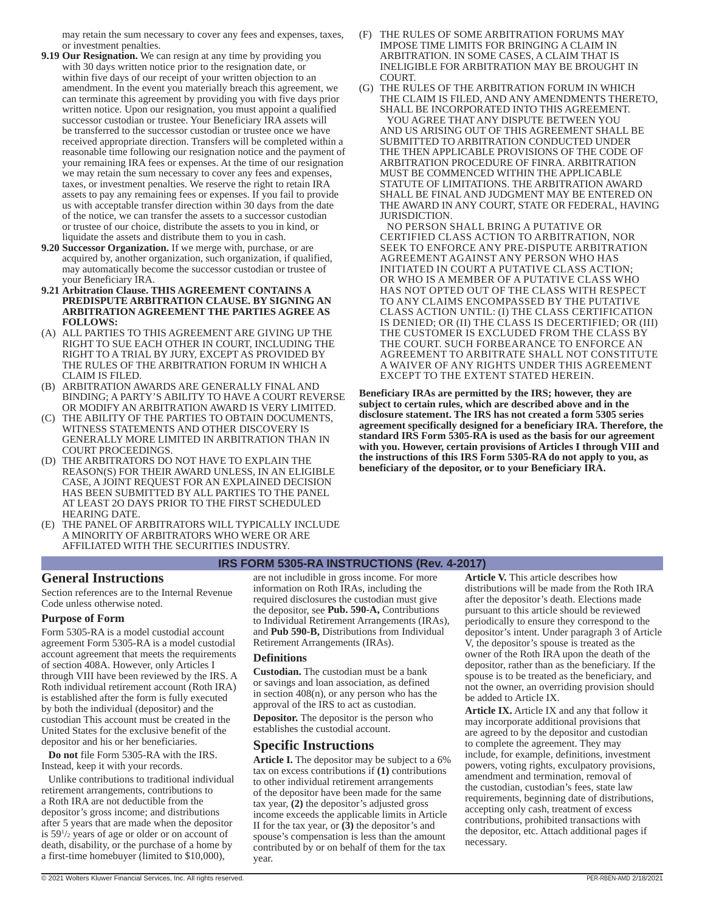may retain the sum necessary to cover any fees and expenses, taxes, or investment penalties.

**9.19 Our Resignation.** We can resign at any time by providing you with 30 days written notice prior to the resignation date, or within five days of our receipt of your written objection to an amendment. In the event you materially breach this agreement, we can terminate this agreement by providing you with five days prior written notice. Upon our resignation, you must appoint a qualified successor custodian or trustee. Your Beneficiary IRA assets will be transferred to the successor custodian or trustee once we have received appropriate direction. Transfers will be completed within a reasonable time following our resignation notice and the payment of your remaining IRA fees or expenses. At the time of our resignation we may retain the sum necessary to cover any fees and expenses, taxes, or investment penalties. We reserve the right to retain IRA assets to pay any remaining fees or expenses. If you fail to provide us with acceptable transfer direction within 30 days from the date of the notice, we can transfer the assets to a successor custodian or trustee of our choice, distribute the assets to you in kind, or liquidate the assets and distribute them to you in cash.

**9.20 Successor Organization.** If we merge with, purchase, or are acquired by, another organization, such organization, if qualified, may automatically become the successor custodian or trustee of your Beneficiary IRA.

**9.21 Arbitration Clause. THIS AGREEMENT CONTAINS A PREDISPUTE ARBITRATION CLAUSE. BY SIGNING AN ARBITRATION AGREEMENT THE PARTIES AGREE AS FOLLOWS:**

(A) ALL PARTIES TO THIS AGREEMENT ARE GIVING UP THE RIGHT TO SUE EACH OTHER IN COURT, INCLUDING THE RIGHT TO A TRIAL BY JURY, EXCEPT AS PROVIDED BY THE RULES OF THE ARBITRATION FORUM IN WHICH A CLAIM IS FILED.

(B) ARBITRATION AWARDS ARE GENERALLY FINAL AND BINDING; A PARTY'S ABILITY TO HAVE A COURT REVERSE OR MODIFY AN ARBITRATION AWARD IS VERY LIMITED.

(C) THE ABILITY OF THE PARTIES TO OBTAIN DOCUMENTS, WITNESS STATEMENTS AND OTHER DISCOVERY IS GENERALLY MORE LIMITED IN ARBITRATION THAN IN COURT PROCEEDINGS.

(D) THE ARBITRATORS DO NOT HAVE TO EXPLAIN THE REASON(S) FOR THEIR AWARD UNLESS, IN AN ELIGIBLE CASE, A JOINT REQUEST FOR AN EXPLAINED DECISION HAS BEEN SUBMITTED BY ALL PARTIES TO THE PANEL AT LEAST 2O DAYS PRIOR TO THE FIRST SCHEDULED HEARING DATE.

(E) THE PANEL OF ARBITRATORS WILL TYPICALLY INCLUDE A MINORITY OF ARBITRATORS WHO WERE OR ARE AFFILIATED WITH THE SECURITIES INDUSTRY.

(F) THE RULES OF SOME ARBITRATION FORUMS MAY IMPOSE TIME LIMITS FOR BRINGING A CLAIM IN ARBITRATION. IN SOME CASES, A CLAIM THAT IS INELIGIBLE FOR ARBITRATION MAY BE BROUGHT IN COURT.

(G) THE RULES OF THE ARBITRATION FORUM IN WHICH THE CLAIM IS FILED, AND ANY AMENDMENTS THERETO, SHALL BE INCORPORATED INTO THIS AGREEMENT.

YOU AGREE THAT ANY DISPUTE BETWEEN YOU AND US ARISING OUT OF THIS AGREEMENT SHALL BE SUBMITTED TO ARBITRATION CONDUCTED UNDER THE THEN APPLICABLE PROVISIONS OF THE CODE OF ARBITRATION PROCEDURE OF FINRA. ARBITRATION MUST BE COMMENCED WITHIN THE APPLICABLE STATUTE OF LIMITATIONS. THE ARBITRATION AWARD SHALL BE FINAL AND JUDGMENT MAY BE ENTERED ON THE AWARD IN ANY COURT, STATE OR FEDERAL, HAVING JURISDICTION.

NO PERSON SHALL BRING A PUTATIVE OR CERTIFIED CLASS ACTION TO ARBITRATION, NOR SEEK TO ENFORCE ANY PRE-DISPUTE ARBITRATION AGREEMENT AGAINST ANY PERSON WHO HAS INITIATED IN COURT A PUTATIVE CLASS ACTION; OR WHO IS A MEMBER OF A PUTATIVE CLASS WHO HAS NOT OPTED OUT OF THE CLASS WITH RESPECT TO ANY CLAIMS ENCOMPASSED BY THE PUTATIVE CLASS ACTION UNTIL: (I) THE CLASS CERTIFICATION IS DENIED; OR (II) THE CLASS IS DECERTIFIED; OR (III) THE CUSTOMER IS EXCLUDED FROM THE CLASS BY THE COURT. SUCH FORBEARANCE TO ENFORCE AN AGREEMENT TO ARBITRATE SHALL NOT CONSTITUTE A WAIVER OF ANY RIGHTS UNDER THIS AGREEMENT EXCEPT TO THE EXTENT STATED HEREIN.

**Beneficiary IRAs are permitted by the IRS; however, they are subject to certain rules, which are described above and in the disclosure statement. The IRS has not created a form 5305 series agreement specifically designed for a beneficiary IRA. Therefore, the standard IRS Form 5305-RA is used as the basis for our agreement with you. However, certain provisions of Articles I through VIII and the instructions of this IRS Form 5305-RA do not apply to you, as beneficiary of the depositor, or to your Beneficiary IRA.**

## IRS FORM 5305-RA INSTRUCTIONS (Rev. 4-2017)

## General Instructions

Section references are to the Internal Revenue Code unless otherwise noted.

### Purpose of Form

Form 5305-RA is a model custodial account agreement Form 5305-RA is a model custodial account agreement that meets the requirements of section 408A. However, only Articles I through VIII have been reviewed by the IRS. A Roth individual retirement account (Roth IRA) is established after the form is fully executed by both the individual (depositor) and the custodian This account must be created in the United States for the exclusive benefit of the depositor and his or her beneficiaries.

**Do not** file Form 5305-RA with the IRS. Instead, keep it with your records.

Unlike contributions to traditional individual retirement arrangements, contributions to a Roth IRA are not deductible from the depositor's gross income; and distributions after 5 years that are made when the depositor is 59½ years of age or older or on account of death, disability, or the purchase of a home by a first-time homebuyer (limited to $10,000), are not includible in gross income. For more information on Roth IRAs, including the required disclosures the custodian must give the depositor, see **Pub. 590-A,** Contributions to Individual Retirement Arrangements (IRAs), and **Pub 590-B,** Distributions from Individual Retirement Arrangements (IRAs).

### Definitions

**Custodian.** The custodian must be a bank or savings and loan association, as defined in section 408(n), or any person who has the approval of the IRS to act as custodian.

**Depositor.** The depositor is the person who establishes the custodial account.

## Specific Instructions

**Article I.** The depositor may be subject to a 6% tax on excess contributions if **(1)** contributions to other individual retirement arrangements of the depositor have been made for the same tax year, **(2)** the depositor's adjusted gross income exceeds the applicable limits in Article II for the tax year, or **(3)** the depositor's and spouse's compensation is less than the amount contributed by or on behalf of them for the tax year.

**Article V.** This article describes how distributions will be made from the Roth IRA after the depositor's death. Elections made pursuant to this article should be reviewed periodically to ensure they correspond to the depositor's intent. Under paragraph 3 of Article V, the depositor's spouse is treated as the owner of the Roth IRA upon the death of the depositor, rather than as the beneficiary. If the spouse is to be treated as the beneficiary, and not the owner, an overriding provision should be added to Article IX.

**Article IX.** Article IX and any that follow it may incorporate additional provisions that are agreed to by the depositor and custodian to complete the agreement. They may include, for example, definitions, investment powers, voting rights, exculpatory provisions, amendment and termination, removal of the custodian, custodian's fees, state law requirements, beginning date of distributions, accepting only cash, treatment of excess contributions, prohibited transactions with the depositor, etc. Attach additional pages if necessary.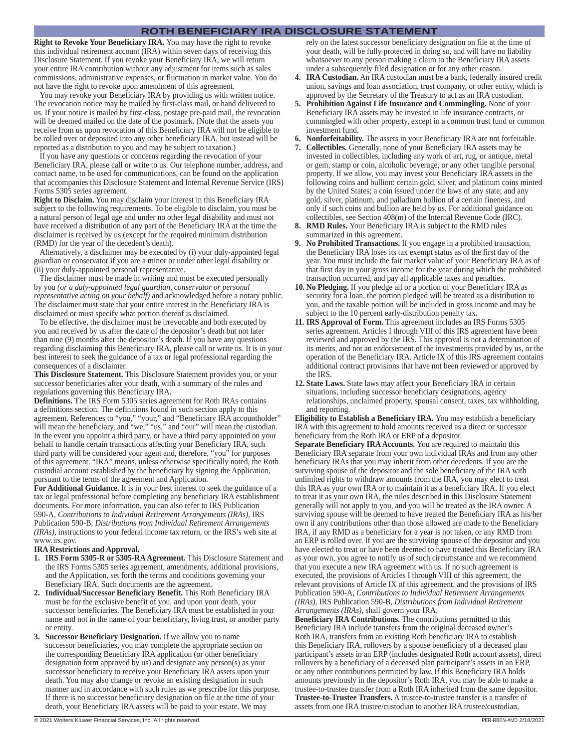## ROTH BENEFICIARY IRA DISCLOSURE STATEMENT

**Right to Revoke Your Beneficiary IRA.** You may have the right to revoke this individual retirement account (IRA) within seven days of receiving this Disclosure Statement. If you revoke your Beneficiary IRA, we will return your entire IRA contribution without any adjustment for items such as sales commissions, administrative expenses, or fluctuation in market value. You do not have the right to revoke upon amendment of this agreement.

You may revoke your Beneficiary IRA by providing us with written notice. The revocation notice may be mailed by first-class mail, or hand delivered to us. If your notice is mailed by first-class, postage pre-paid mail, the revocation will be deemed mailed on the date of the postmark. (Note that the assets you receive from us upon revocation of this Beneficiary IRA will not be eligible to be rolled over or deposited into any other beneficiary IRA, but instead will be reported as a distribution to you and may be subject to taxation.)

If you have any questions or concerns regarding the revocation of your Beneficiary IRA, please call or write to us. Our telephone number, address, and contact name, to be used for communications, can be found on the application that accompanies this Disclosure Statement and Internal Revenue Service (IRS) Forms 5305 series agreement.

**Right to Disclaim.** You may disclaim your interest in this Beneficiary IRA subject to the following requirements. To be eligible to disclaim, you must be a natural person of legal age and under no other legal disability and must not have received a distribution of any part of the Beneficiary IRA at the time the disclaimer is received by us (except for the required minimum distribution (RMD) for the year of the decedent's death).

Alternatively, a disclaimer may be executed by (i) your duly-appointed legal guardian or conservator if you are a minor or under other legal disability or (ii) your duly-appointed personal representative.

The disclaimer must be made in writing and must be executed personally by you *(or a duly-appointed legal guardian, conservator or personal representative acting on your behalf)* and acknowledged before a notary public. The disclaimer must state that your entire interest in the Beneficiary IRA is disclaimed or must specify what portion thereof is disclaimed.

To be effective, the disclaimer must be irrevocable and both executed by you and received by us after the date of the depositor's death but not later than nine (9) months after the depositor's death. If you have any questions regarding disclaiming this Beneficiary IRA, please call or write us. It is in your best interest to seek the guidance of a tax or legal professional regarding the consequences of a disclaimer.

**This Disclosure Statement.** This Disclosure Statement provides you, or your successor beneficiaries after your death, with a summary of the rules and regulations governing this Beneficiary IRA.

**Definitions.** The IRS Form 5305 series agreement for Roth IRAs contains a definitions section. The definitions found in such section apply to this agreement. References to "you," "your," and "Beneficiary IRA accountholder" will mean the beneficiary, and "we," "us," and "our" will mean the custodian. In the event you appoint a third party, or have a third party appointed on your behalf to handle certain transactions affecting your Beneficiary IRA, such third party will be considered your agent and, therefore, "you" for purposes of this agreement. "IRA" means, unless otherwise specifically noted, the Roth custodial account established by the beneficiary by signing the Application, pursuant to the terms of the agreement and Application.

**For Additional Guidance.** It is in your best interest to seek the guidance of a tax or legal professional before completing any beneficiary IRA establishment documents. For more information, you can also refer to IRS Publication 590-A, *Contributions to Individual Retirement Arrangements (IRAs)*, IRS Publication 590-B, *Distributions from Individual Retirement Arrangements (IRAs)*, instructions to your federal income tax return, or the IRS's web site at www.irs.gov.

**IRA Restrictions and Approval.**

1. **IRS Form 5305-R or 5305-RA Agreement.** This Disclosure Statement and the IRS Forms 5305 series agreement, amendments, additional provisions, and the Application, set forth the terms and conditions governing your Beneficiary IRA. Such documents are the agreement.
2. **Individual/Successor Beneficiary Benefit.** This Roth Beneficiary IRA must be for the exclusive benefit of you, and upon your death, your successor beneficiaries. The Beneficiary IRA must be established in your name and not in the name of your beneficiary, living trust, or another party or entity.
3. **Successor Beneficiary Designation.** If we allow you to name successor beneficiaries, you may complete the appropriate section on the corresponding Beneficiary IRA application (or other beneficiary designation form approved by us) and designate any person(s) as your successor beneficiary to receive your Beneficiary IRA assets upon your death. You may also change or revoke an existing designation in such manner and in accordance with such rules as we prescribe for this purpose. If there is no successor beneficiary designation on file at the time of your death, your Beneficiary IRA assets will be paid to your estate. We may rely on the latest successor beneficiary designation on file at the time of your death, will be fully protected in doing so, and will have no liability whatsoever to any person making a claim to the Beneficiary IRA assets under a subsequently filed designation or for any other reason.
4. **IRA Custodian.** An IRA custodian must be a bank, federally insured credit union, savings and loan association, trust company, or other entity, which is approved by the Secretary of the Treasury to act as an IRA custodian.
5. **Prohibition Against Life Insurance and Commingling.** None of your Beneficiary IRA assets may be invested in life insurance contracts, or commingled with other property, except in a common trust fund or common investment fund.
6. **Nonforfeitability.** The assets in your Beneficiary IRA are not forfeitable.
7. **Collectibles.** Generally, none of your Beneficiary IRA assets may be invested in collectibles, including any work of art, rug, or antique, metal or gem, stamp or coin, alcoholic beverage, or any other tangible personal property. If we allow, you may invest your Beneficiary IRA assets in the following coins and bullion: certain gold, silver, and platinum coins minted by the United States; a coin issued under the laws of any state; and any gold, silver, platinum, and palladium bullion of a certain fineness, and only if such coins and bullion are held by us. For additional guidance on collectibles, see Section 408(m) of the Internal Revenue Code (IRC).
8. **RMD Rules.** Your Beneficiary IRA is subject to the RMD rules summarized in this agreement.
9. **No Prohibited Transactions.** If you engage in a prohibited transaction, the Beneficiary IRA loses its tax exempt status as of the first day of the year. You must include the fair market value of your Beneficiary IRA as of that first day in your gross income for the year during which the prohibited transaction occurred, and pay all applicable taxes and penalties.
10. **No Pledging.** If you pledge all or a portion of your Beneficiary IRA as security for a loan, the portion pledged will be treated as a distribution to you, and the taxable portion will be included in gross income and may be subject to the 10 percent early-distribution penalty tax.
11. **IRS Approval of Form.** This agreement includes an IRS Forms 5305 series agreement. Articles I through VIII of this IRS agreement have been reviewed and approved by the IRS. This approval is not a determination of its merits, and not an endorsement of the investments provided by us, or the operation of the Beneficiary IRA. Article IX of this IRS agreement contains additional contract provisions that have not been reviewed or approved by the IRS.
12. **State Laws.** State laws may affect your Beneficiary IRA in certain situations, including successor beneficiary designations, agency relationships, unclaimed property, spousal consent, taxes, tax withholding, and reporting.

**Eligibility to Establish a Beneficiary IRA.** You may establish a beneficiary IRA with this agreement to hold amounts received as a direct or successor beneficiary from the Roth IRA or ERP of a depositor.

**Separate Beneficiary IRA Accounts.** You are required to maintain this Beneficiary IRA separate from your own individual IRAs and from any other beneficiary IRAs that you may inherit from other decedents. If you are the surviving spouse of the depositor and the sole beneficiary of the IRA with unlimited rights to withdraw amounts from the IRA, you may elect to treat this IRA as your own IRA or to maintain it as a beneficiary IRA. If you elect to treat it as your own IRA, the rules described in this Disclosure Statement generally will not apply to you, and you will be treated as the IRA owner. A surviving spouse will be deemed to have treated the Beneficiary IRA as his/her own if any contributions other than those allowed are made to the Beneficiary IRA, if any RMD as a beneficiary for a year is not taken, or any RMD from an ERP is rolled over. If you are the surviving spouse of the depositor and you have elected to treat or have been deemed to have treated this Beneficiary IRA as your own, you agree to notify us of such circumstance and we recommend that you execute a new IRA agreement with us. If no such agreement is executed, the provisions of Articles I through VIII of this agreement, the relevant provisions of Article IX of this agreement, and the provisions of IRS Publication 590-A, *Contributions to Individual Retirement Arrangements (IRAs)*, IRS Publication 590-B, *Distributions from Individual Retirement Arrangements (IRAs)*, shall govern your IRA.

**Beneficiary IRA Contributions.** The contributions permitted to this Beneficiary IRA include transfers from the original deceased owner's Roth IRA, transfers from an existing Roth beneficiary IRA to establish this Beneficiary IRA, rollovers by a spouse beneficiary of a deceased plan participant's assets in an ERP (includes designated Roth account assets), direct rollovers by a beneficiary of a deceased plan participant's assets in an ERP, or any other contributions permitted by law. If this Beneficiary IRA holds amounts previously in the depositor's Roth IRA, you may be able to make a trustee-to-trustee transfer from a Roth IRA inherited from the same depositor.

**Trustee-to-Trustee Transfers.** A trustee-to-trustee transfer is a transfer of assets from one IRA trustee/custodian to another IRA trustee/custodian,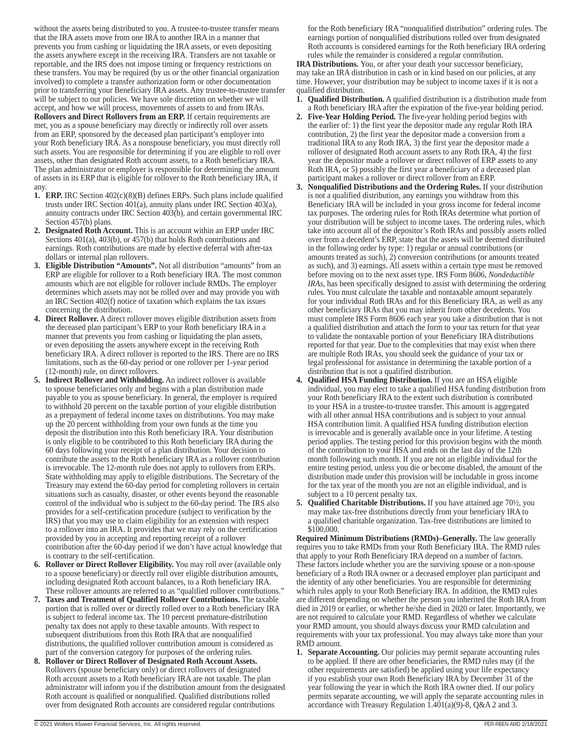without the assets being distributed to you. A trustee-to-trustee transfer means that the IRA assets move from one IRA to another IRA in a manner that prevents you from cashing or liquidating the IRA assets, or even depositing the assets anywhere except in the receiving IRA. Transfers are not taxable or reportable, and the IRS does not impose timing or frequency restrictions on these transfers. You may be required (by us or the other financial organization involved) to complete a transfer authorization form or other documentation prior to transferring your Beneficiary IRA assets. Any trustee-to-trustee transfer will be subject to our policies. We have sole discretion on whether we will accept, and how we will process, movements of assets to and from IRAs.

**Rollovers and Direct Rollovers from an ERP.** If certain requirements are met, you as a spouse beneficiary may directly or indirectly roll over assets from an ERP, sponsored by the deceased plan participant's employer into your Roth beneficiary IRA. As a nonspouse beneficiary, you must directly roll such assets. You are responsible for determining if you are eligible to roll over assets, other than designated Roth account assets, to a Roth beneficiary IRA. The plan administrator or employer is responsible for determining the amount of assets in its ERP that is eligible for rollover to the Roth beneficiary IRA, if any.

1. **ERP.** IRC Section 402(c)(8)(B) defines ERPs. Such plans include qualified trusts under IRC Section 401(a), annuity plans under IRC Section 403(a), annuity contracts under IRC Section 403(b), and certain governmental IRC Section 457(b) plans.
2. **Designated Roth Account.** This is an account within an ERP under IRC Sections 401(a), 403(b), or 457(b) that holds Roth contributions and earnings. Roth contributions are made by elective deferral with after-tax dollars or internal plan rollovers.
3. **Eligible Distribution "Amounts".** Not all distribution "amounts" from an ERP are eligible for rollover to a Roth beneficiary IRA. The most common amounts which are not eligible for rollover include RMDs. The employer determines which assets may not be rolled over and may provide you with an IRC Section 402(f) notice of taxation which explains the tax issues concerning the distribution.
4. **Direct Rollover.** A direct rollover moves eligible distribution assets from the deceased plan participant's ERP to your Roth beneficiary IRA in a manner that prevents you from cashing or liquidating the plan assets, or even depositing the assets anywhere except in the receiving Roth beneficiary IRA. A direct rollover is reported to the IRS. There are no IRS limitations, such as the 60-day period or one rollover per 1-year period (12-month) rule, on direct rollovers.
5. **Indirect Rollover and Withholding.** An indirect rollover is available to spouse beneficiaries only and begins with a plan distribution made payable to you as spouse beneficiary. In general, the employer is required to withhold 20 percent on the taxable portion of your eligible distribution as a prepayment of federal income taxes on distributions. You may make up the 20 percent withholding from your own funds at the time you deposit the distribution into this Roth beneficiary IRA. Your distribution is only eligible to be contributed to this Roth beneficiary IRA during the 60 days following your receipt of a plan distribution. Your decision to contribute the assets to the Roth beneficiary IRA as a rollover contribution is irrevocable. The 12-month rule does not apply to rollovers from ERPs. State withholding may apply to eligible distributions. The Secretary of the Treasury may extend the 60-day period for completing rollovers in certain situations such as casualty, disaster, or other events beyond the reasonable control of the individual who is subject to the 60-day period. The IRS also provides for a self-certification procedure (subject to verification by the IRS) that you may use to claim eligibility for an extension with respect to a rollover into an IRA. It provides that we may rely on the certification provided by you in accepting and reporting receipt of a rollover contribution after the 60-day period if we don't have actual knowledge that is contrary to the self-certification.
6. **Rollover or Direct Rollover Eligibility.** You may roll over (available only to a spouse beneficiary) or directly roll over eligible distribution amounts, including designated Roth account balances, to a Roth beneficiary IRA. These rollover amounts are referred to as "qualified rollover contributions."
7. **Taxes and Treatment of Qualified Rollover Contributions.** The taxable portion that is rolled over or directly rolled over to a Roth beneficiary IRA is subject to federal income tax. The 10 percent premature-distribution penalty tax does not apply to these taxable amounts. With respect to subsequent distributions from this Roth IRA that are nonqualified distributions, the qualified rollover contribution amount is considered as part of the conversion category for purposes of the ordering rules.
8. **Rollover or Direct Rollover of Designated Roth Account Assets.** Rollovers (spouse beneficiary only) or direct rollovers of designated Roth account assets to a Roth beneficiary IRA are not taxable. The plan administrator will inform you if the distribution amount from the designated Roth account is qualified or nonqualified. Qualified distributions rolled over from designated Roth accounts are considered regular contributions for the Roth beneficiary IRA "nonqualified distribution" ordering rules. The earnings portion of nonqualified distributions rolled over from designated Roth accounts is considered earnings for the Roth beneficiary IRA ordering rules while the remainder is considered a regular contribution.

**IRA Distributions.** You, or after your death your successor beneficiary, may take an IRA distribution in cash or in kind based on our policies, at any time. However, your distribution may be subject to income taxes if it is not a qualified distribution.

1. **Qualified Distribution.** A qualified distribution is a distribution made from a Roth beneficiary IRA after the expiration of the five-year holding period.
2. **Five-Year Holding Period.** The five-year holding period begins with the earlier of: 1) the first year the depositor made any regular Roth IRA contribution, 2) the first year the depositor made a conversion from a traditional IRA to any Roth IRA, 3) the first year the depositor made a rollover of designated Roth account assets to any Roth IRA, 4) the first year the depositor made a rollover or direct rollover of ERP assets to any Roth IRA, or 5) possibly the first year a beneficiary of a deceased plan participant makes a rollover or direct rollover from an ERP.
3. **Nonqualified Distributions and the Ordering Rules.** If your distribution is not a qualified distribution, any earnings you withdraw from this Beneficiary IRA will be included in your gross income for federal income tax purposes. The ordering rules for Roth IRAs determine what portion of your distribution will be subject to income taxes. The ordering rules, which take into account all of the depositor's Roth IRAs and possibly assets rolled over from a decedent's ERP, state that the assets will be deemed distributed in the following order by type: 1) regular or annual contributions (or amounts treated as such), 2) conversion contributions (or amounts treated as such), and 3) earnings. All assets within a certain type must be removed before moving on to the next asset type. IRS Form 8606, *Nondeductible IRAs*, has been specifically designed to assist with determining the ordering rules. You must calculate the taxable and nontaxable amount separately for your individual Roth IRAs and for this Beneficiary IRA, as well as any other beneficiary IRAs that you may inherit from other decedents. You must complete IRS Form 8606 each year you take a distribution that is not a qualified distribution and attach the form to your tax return for that year to validate the nontaxable portion of your Beneficiary IRA distributions reported for that year. Due to the complexities that may exist when there are multiple Roth IRAs, you should seek the guidance of your tax or legal professional for assistance in determining the taxable portion of a distribution that is not a qualified distribution.
4. **Qualified HSA Funding Distribution.** If you are an HSA eligible individual, you may elect to take a qualified HSA funding distribution from your Roth beneficiary IRA to the extent such distribution is contributed to your HSA in a trustee-to-trustee transfer. This amount is aggregated with all other annual HSA contributions and is subject to your annual HSA contribution limit. A qualified HSA funding distribution election is irrevocable and is generally available once in your lifetime. A testing period applies. The testing period for this provision begins with the month of the contribution to your HSA and ends on the last day of the 12th month following such month. If you are not an eligible individual for the entire testing period, unless you die or become disabled, the amount of the distribution made under this provision will be includable in gross income for the tax year of the month you are not an eligible individual, and is subject to a 10 percent penalty tax.
5. **Qualified Charitable Distributions.** If you have attained age 70½, you may make tax-free distributions directly from your beneficiary IRA to a qualified charitable organization. Tax-free distributions are limited to $100,000.

**Required Minimum Distributions (RMDs)–Generally.** The law generally requires you to take RMDs from your Roth Beneficiary IRA. The RMD rules that apply to your Roth Beneficiary IRA depend on a number of factors. These factors include whether you are the surviving spouse or a non-spouse beneficiary of a Roth IRA owner or a deceased employer plan participant and the identity of any other beneficiaries. You are responsible for determining which rules apply to your Roth Beneficiary IRA. In addition, the RMD rules are different depending on whether the person you inherited the Roth IRA from died in 2019 or earlier, or whether he/she died in 2020 or later. Importantly, we are not required to calculate your RMD. Regardless of whether we calculate your RMD amount, you should always discuss your RMD calculation and requirements with your tax professional. You may always take more than your RMD amount.

1. **Separate Accounting.** Our policies may permit separate accounting rules to be applied. If there are other beneficiaries, the RMD rules may (if the other requirements are satisfied) be applied using your life expectancy if you establish your own Roth Beneficiary IRA by December 31 of the year following the year in which the Roth IRA owner died. If our policy permits separate accounting, we will apply the separate accounting rules in accordance with Treasury Regulation 1.401(a)(9)-8, Q&A 2 and 3.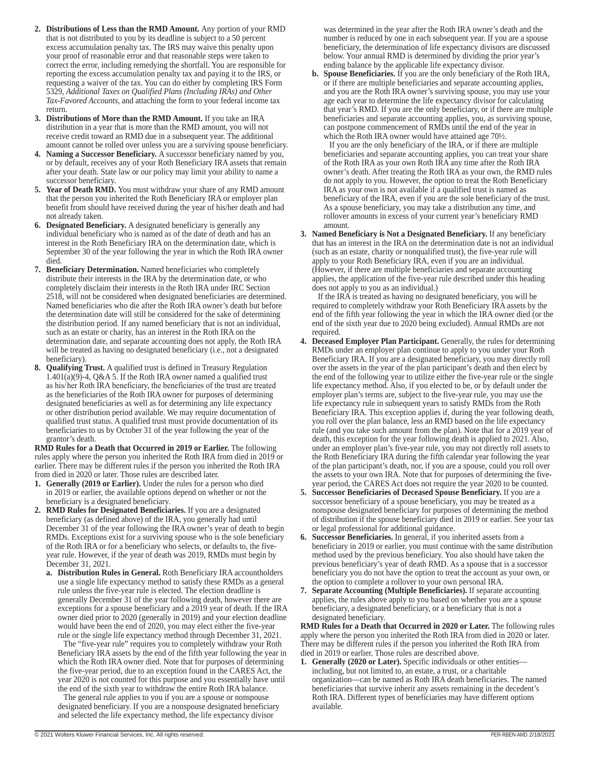2. **Distributions of Less than the RMD Amount.** Any portion of your RMD that is not distributed to you by its deadline is subject to a 50 percent excess accumulation penalty tax. The IRS may waive this penalty upon your proof of reasonable error and that reasonable steps were taken to correct the error, including remedying the shortfall. You are responsible for reporting the excess accumulation penalty tax and paying it to the IRS, or requesting a waiver of the tax. You can do either by completing IRS Form 5329, *Additional Taxes on Qualified Plans (Including IRAs) and Other Tax-Favored Accounts,* and attaching the form to your federal income tax return.
3. **Distributions of More than the RMD Amount.** If you take an IRA distribution in a year that is more than the RMD amount, you will not receive credit toward an RMD due in a subsequent year. The additional amount cannot be rolled over unless you are a surviving spouse beneficiary.
4. **Naming a Successor Beneficiary.** A successor beneficiary named by you, or by default, receives any of your Roth Beneficiary IRA assets that remain after your death. State law or our policy may limit your ability to name a successor beneficiary.
5. **Year of Death RMD.** You must withdraw your share of any RMD amount that the person you inherited the Roth Beneficiary IRA or employer plan benefit from should have received during the year of his/her death and had not already taken.
6. **Designated Beneficiary.** A designated beneficiary is generally any individual beneficiary who is named as of the date of death and has an interest in the Roth Beneficiary IRA on the determination date, which is September 30 of the year following the year in which the Roth IRA owner died.
7. **Beneficiary Determination.** Named beneficiaries who completely distribute their interests in the IRA by the determination date, or who completely disclaim their interests in the Roth IRA under IRC Section 2518, will not be considered when designated beneficiaries are determined. Named beneficiaries who die after the Roth IRA owner's death but before the determination date will still be considered for the sake of determining the distribution period. If any named beneficiary that is not an individual, such as an estate or charity, has an interest in the Roth IRA on the determination date, and separate accounting does not apply, the Roth IRA will be treated as having no designated beneficiary (i.e., not a designated beneficiary).
8. **Qualifying Trust.** A qualified trust is defined in Treasury Regulation 1.401(a)(9)-4, Q&A 5. If the Roth IRA owner named a qualified trust as his/her Roth IRA beneficiary, the beneficiaries of the trust are treated as the beneficiaries of the Roth IRA owner for purposes of determining designated beneficiaries as well as for determining any life expectancy or other distribution period available. We may require documentation of qualified trust status. A qualified trust must provide documentation of its beneficiaries to us by October 31 of the year following the year of the grantor's death.

**RMD Rules for a Death that Occurred in 2019 or Earlier.** The following rules apply where the person you inherited the Roth IRA from died in 2019 or earlier. There may be different rules if the person you inherited the Roth IRA from died in 2020 or later. Those rules are described later.

1. **Generally (2019 or Earlier).** Under the rules for a person who died in 2019 or earlier, the available options depend on whether or not the beneficiary is a designated beneficiary.
2. **RMD Rules for Designated Beneficiaries.** If you are a designated beneficiary (as defined above) of the IRA, you generally had until December 31 of the year following the IRA owner's year of death to begin RMDs. Exceptions exist for a surviving spouse who is the sole beneficiary of the Roth IRA or for a beneficiary who selects, or defaults to, the five-year rule. However, if the year of death was 2019, RMDs must begin by December 31, 2021.
   a. **Distribution Rules in General.** Roth Beneficiary IRA accountholders use a single life expectancy method to satisfy these RMDs as a general rule unless the five-year rule is elected. The election deadline is generally December 31 of the year following death, however there are exceptions for a spouse beneficiary and a 2019 year of death. If the IRA owner died prior to 2020 (generally in 2019) and your election deadline would have been the end of 2020, you may elect either the five-year rule or the single life expectancy method through December 31, 2021.

      The "five-year rule" requires you to completely withdraw your Roth Beneficiary IRA assets by the end of the fifth year following the year in which the Roth IRA owner died. Note that for purposes of determining the five-year period, due to an exception found in the CARES Act, the year 2020 is not counted for this purpose and you essentially have until the end of the sixth year to withdraw the entire Roth IRA balance.

      The general rule applies to you if you are a spouse or nonspouse designated beneficiary. If you are a nonspouse designated beneficiary and selected the life expectancy method, the life expectancy divisor was determined in the year after the Roth IRA owner's death and the number is reduced by one in each subsequent year. If you are a spouse beneficiary, the determination of life expectancy divisors are discussed below. Your annual RMD is determined by dividing the prior year's ending balance by the applicable life expectancy divisor.
   b. **Spouse Beneficiaries.** If you are the only beneficiary of the Roth IRA, or if there are multiple beneficiaries and separate accounting applies, and you are the Roth IRA owner's surviving spouse, you may use your age each year to determine the life expectancy divisor for calculating that year's RMD. If you are the only beneficiary, or if there are multiple beneficiaries and separate accounting applies, you, as surviving spouse, can postpone commencement of RMDs until the end of the year in which the Roth IRA owner would have attained age 70½.

      If you are the only beneficiary of the IRA, or if there are multiple beneficiaries and separate accounting applies, you can treat your share of the Roth IRA as your own Roth IRA any time after the Roth IRA owner's death. After treating the Roth IRA as your own, the RMD rules do not apply to you. However, the option to treat the Roth Beneficiary IRA as your own is not available if a qualified trust is named as beneficiary of the IRA, even if you are the sole beneficiary of the trust. As a spouse beneficiary, you may take a distribution any time, and rollover amounts in excess of your current year's beneficiary RMD amount.
3. **Named Beneficiary is Not a Designated Beneficiary.** If any beneficiary that has an interest in the IRA on the determination date is not an individual (such as an estate, charity or nonqualified trust), the five-year rule will apply to your Roth Beneficiary IRA, even if you are an individual. (However, if there are multiple beneficiaries and separate accounting applies, the application of the five-year rule described under this heading does not apply to you as an individual.)

   If the IRA is treated as having no designated beneficiary, you will be required to completely withdraw your Roth Beneficiary IRA assets by the end of the fifth year following the year in which the IRA owner died (or the end of the sixth year due to 2020 being excluded). Annual RMDs are not required.
4. **Deceased Employer Plan Participant.** Generally, the rules for determining RMDs under an employer plan continue to apply to you under your Roth Beneficiary IRA. If you are a designated beneficiary, you may directly roll over the assets in the year of the plan participant's death and then elect by the end of the following year to utilize either the five-year rule or the single life expectancy method. Also, if you elected to be, or by default under the employer plan's terms are, subject to the five-year rule, you may use the life expectancy rule in subsequent years to satisfy RMDs from the Roth Beneficiary IRA. This exception applies if, during the year following death, you roll over the plan balance, less an RMD based on the life expectancy rule (and you take such amount from the plan). Note that for a 2019 year of death, this exception for the year following death is applied to 2021. Also, under an employer plan's five-year rule, you may not directly roll assets to the Roth Beneficiary IRA during the fifth calendar year following the year of the plan participant's death, nor, if you are a spouse, could you roll over the assets to your own IRA. Note that for purposes of determining the five-year period, the CARES Act does not require the year 2020 to be counted.
5. **Successor Beneficiaries of Deceased Spouse Beneficiary.** If you are a successor beneficiary of a spouse beneficiary, you may be treated as a nonspouse designated beneficiary for purposes of determining the method of distribution if the spouse beneficiary died in 2019 or earlier. See your tax or legal professional for additional guidance.
6. **Successor Beneficiaries.** In general, if you inherited assets from a beneficiary in 2019 or earlier, you must continue with the same distribution method used by the previous beneficiary. You also should have taken the previous beneficiary's year of death RMD. As a spouse that is a successor beneficiary you do not have the option to treat the account as your own, or the option to complete a rollover to your own personal IRA.
7. **Separate Accounting (Multiple Beneficiaries).** If separate accounting applies, the rules above apply to you based on whether you are a spouse beneficiary, a designated beneficiary, or a beneficiary that is not a designated beneficiary.

**RMD Rules for a Death that Occurred in 2020 or Later.** The following rules apply where the person you inherited the Roth IRA from died in 2020 or later. There may be different rules if the person you inherited the Roth IRA from died in 2019 or earlier. Those rules are described above.

1. **Generally (2020 or Later).** Specific individuals or other entities—including, but not limited to, an estate, a trust, or a charitable organization—can be named as Roth IRA death beneficiaries. The named beneficiaries that survive inherit any assets remaining in the decedent's Roth IRA. Different types of beneficiaries may have different options available.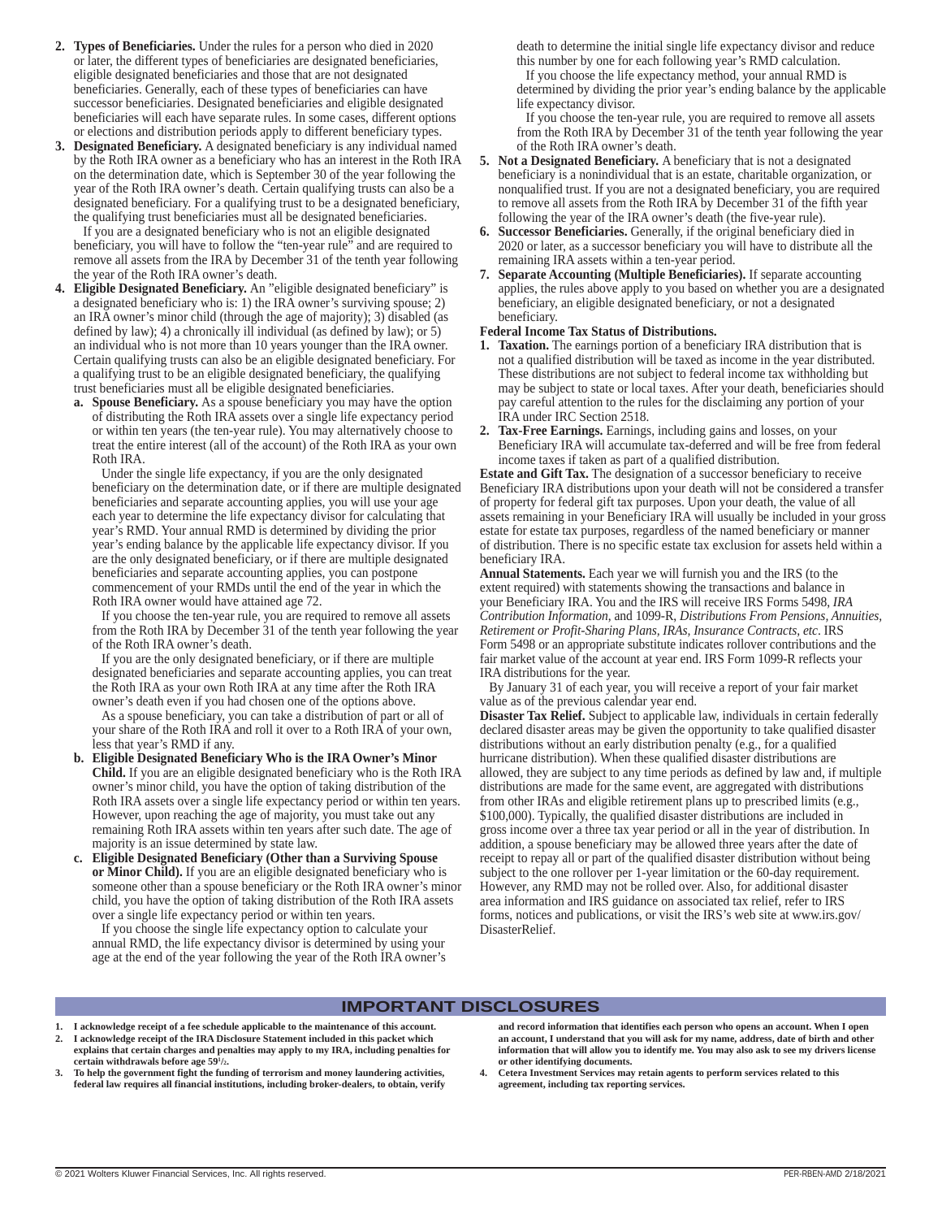2. **Types of Beneficiaries.** Under the rules for a person who died in 2020 or later, the different types of beneficiaries are designated beneficiaries, eligible designated beneficiaries and those that are not designated beneficiaries. Generally, each of these types of beneficiaries can have successor beneficiaries. Designated beneficiaries and eligible designated beneficiaries will each have separate rules. In some cases, different options or elections and distribution periods apply to different beneficiary types.
3. **Designated Beneficiary.** A designated beneficiary is any individual named by the Roth IRA owner as a beneficiary who has an interest in the Roth IRA on the determination date, which is September 30 of the year following the year of the Roth IRA owner's death. Certain qualifying trusts can also be a designated beneficiary. For a qualifying trust to be a designated beneficiary, the qualifying trust beneficiaries must all be designated beneficiaries.

   If you are a designated beneficiary who is not an eligible designated beneficiary, you will have to follow the "ten-year rule" and are required to remove all assets from the IRA by December 31 of the tenth year following the year of the Roth IRA owner's death.
4. **Eligible Designated Beneficiary.** An "eligible designated beneficiary" is a designated beneficiary who is: 1) the IRA owner's surviving spouse; 2) an IRA owner's minor child (through the age of majority); 3) disabled (as defined by law); 4) a chronically ill individual (as defined by law); or 5) an individual who is not more than 10 years younger than the IRA owner. Certain qualifying trusts can also be an eligible designated beneficiary. For a qualifying trust to be an eligible designated beneficiary, the qualifying trust beneficiaries must all be eligible designated beneficiaries.
   a. **Spouse Beneficiary.** As a spouse beneficiary you may have the option of distributing the Roth IRA assets over a single life expectancy period or within ten years (the ten-year rule). You may alternatively choose to treat the entire interest (all of the account) of the Roth IRA as your own Roth IRA.

      Under the single life expectancy, if you are the only designated beneficiary on the determination date, or if there are multiple designated beneficiaries and separate accounting applies, you will use your age each year to determine the life expectancy divisor for calculating that year's RMD. Your annual RMD is determined by dividing the prior year's ending balance by the applicable life expectancy divisor. If you are the only designated beneficiary, or if there are multiple designated beneficiaries and separate accounting applies, you can postpone commencement of your RMDs until the end of the year in which the Roth IRA owner would have attained age 72.

      If you choose the ten-year rule, you are required to remove all assets from the Roth IRA by December 31 of the tenth year following the year of the Roth IRA owner's death.

      If you are the only designated beneficiary, or if there are multiple designated beneficiaries and separate accounting applies, you can treat the Roth IRA as your own Roth IRA at any time after the Roth IRA owner's death even if you had chosen one of the options above.

      As a spouse beneficiary, you can take a distribution of part or all of your share of the Roth IRA and roll it over to a Roth IRA of your own, less that year's RMD if any.
   b. **Eligible Designated Beneficiary Who is the IRA Owner's Minor Child.** If you are an eligible designated beneficiary who is the Roth IRA owner's minor child, you have the option of taking distribution of the Roth IRA assets over a single life expectancy period or within ten years. However, upon reaching the age of majority, you must take out any remaining Roth IRA assets within ten years after such date. The age of majority is an issue determined by state law.
   c. **Eligible Designated Beneficiary (Other than a Surviving Spouse or Minor Child).** If you are an eligible designated beneficiary who is someone other than a spouse beneficiary or the Roth IRA owner's minor child, you have the option of taking distribution of the Roth IRA assets over a single life expectancy period or within ten years.

      If you choose the single life expectancy option to calculate your annual RMD, the life expectancy divisor is determined by using your age at the end of the year following the year of the Roth IRA owner's death to determine the initial single life expectancy divisor and reduce this number by one for each following year's RMD calculation.

      If you choose the life expectancy method, your annual RMD is determined by dividing the prior year's ending balance by the applicable life expectancy divisor.

      If you choose the ten-year rule, you are required to remove all assets from the Roth IRA by December 31 of the tenth year following the year of the Roth IRA owner's death.
5. **Not a Designated Beneficiary.** A beneficiary that is not a designated beneficiary is a nonindividual that is an estate, charitable organization, or nonqualified trust. If you are not a designated beneficiary, you are required to remove all assets from the Roth IRA by December 31 of the fifth year following the year of the IRA owner's death (the five-year rule).
6. **Successor Beneficiaries.** Generally, if the original beneficiary died in 2020 or later, as a successor beneficiary you will have to distribute all the remaining IRA assets within a ten-year period.
7. **Separate Accounting (Multiple Beneficiaries).** If separate accounting applies, the rules above apply to you based on whether you are a designated beneficiary, an eligible designated beneficiary, or not a designated beneficiary.

**Federal Income Tax Status of Distributions.**

1. **Taxation.** The earnings portion of a beneficiary IRA distribution that is not a qualified distribution will be taxed as income in the year distributed. These distributions are not subject to federal income tax withholding but may be subject to state or local taxes. After your death, beneficiaries should pay careful attention to the rules for the disclaiming any portion of your IRA under IRC Section 2518.
2. **Tax-Free Earnings.** Earnings, including gains and losses, on your Beneficiary IRA will accumulate tax-deferred and will be free from federal income taxes if taken as part of a qualified distribution.

**Estate and Gift Tax.** The designation of a successor beneficiary to receive Beneficiary IRA distributions upon your death will not be considered a transfer of property for federal gift tax purposes. Upon your death, the value of all assets remaining in your Beneficiary IRA will usually be included in your gross estate for estate tax purposes, regardless of the named beneficiary or manner of distribution. There is no specific estate tax exclusion for assets held within a beneficiary IRA.

**Annual Statements.** Each year we will furnish you and the IRS (to the extent required) with statements showing the transactions and balance in your Beneficiary IRA. You and the IRS will receive IRS Forms 5498, *IRA Contribution Information*, and 1099-R, *Distributions From Pensions, Annuities, Retirement or Profit-Sharing Plans, IRAs, Insurance Contracts, etc*. IRS Form 5498 or an appropriate substitute indicates rollover contributions and the fair market value of the account at year end. IRS Form 1099-R reflects your IRA distributions for the year.

By January 31 of each year, you will receive a report of your fair market value as of the previous calendar year end.

**Disaster Tax Relief.** Subject to applicable law, individuals in certain federally declared disaster areas may be given the opportunity to take qualified disaster distributions without an early distribution penalty (e.g., for a qualified hurricane distribution). When these qualified disaster distributions are allowed, they are subject to any time periods as defined by law and, if multiple distributions are made for the same event, are aggregated with distributions from other IRAs and eligible retirement plans up to prescribed limits (e.g., $100,000). Typically, the qualified disaster distributions are included in gross income over a three tax year period or all in the year of distribution. In addition, a spouse beneficiary may be allowed three years after the date of receipt to repay all or part of the qualified disaster distribution without being subject to the one rollover per 1-year limitation or the 60-day requirement. However, any RMD may not be rolled over. Also, for additional disaster area information and IRS guidance on associated tax relief, refer to IRS forms, notices and publications, or visit the IRS's web site at www.irs.gov/DisasterRelief.

## IMPORTANT DISCLOSURES

1. **I acknowledge receipt of a fee schedule applicable to the maintenance of this account.**
2. **I acknowledge receipt of the IRA Disclosure Statement included in this packet which explains that certain charges and penalties may apply to my IRA, including penalties for certain withdrawals before age 59½.**
3. **To help the government fight the funding of terrorism and money laundering activities, federal law requires all financial institutions, including broker-dealers, to obtain, verify and record information that identifies each person who opens an account. When I open an account, I understand that you will ask for my name, address, date of birth and other information that will allow you to identify me. You may also ask to see my drivers license or other identifying documents.**
4. **Cetera Investment Services may retain agents to perform services related to this agreement, including tax reporting services.**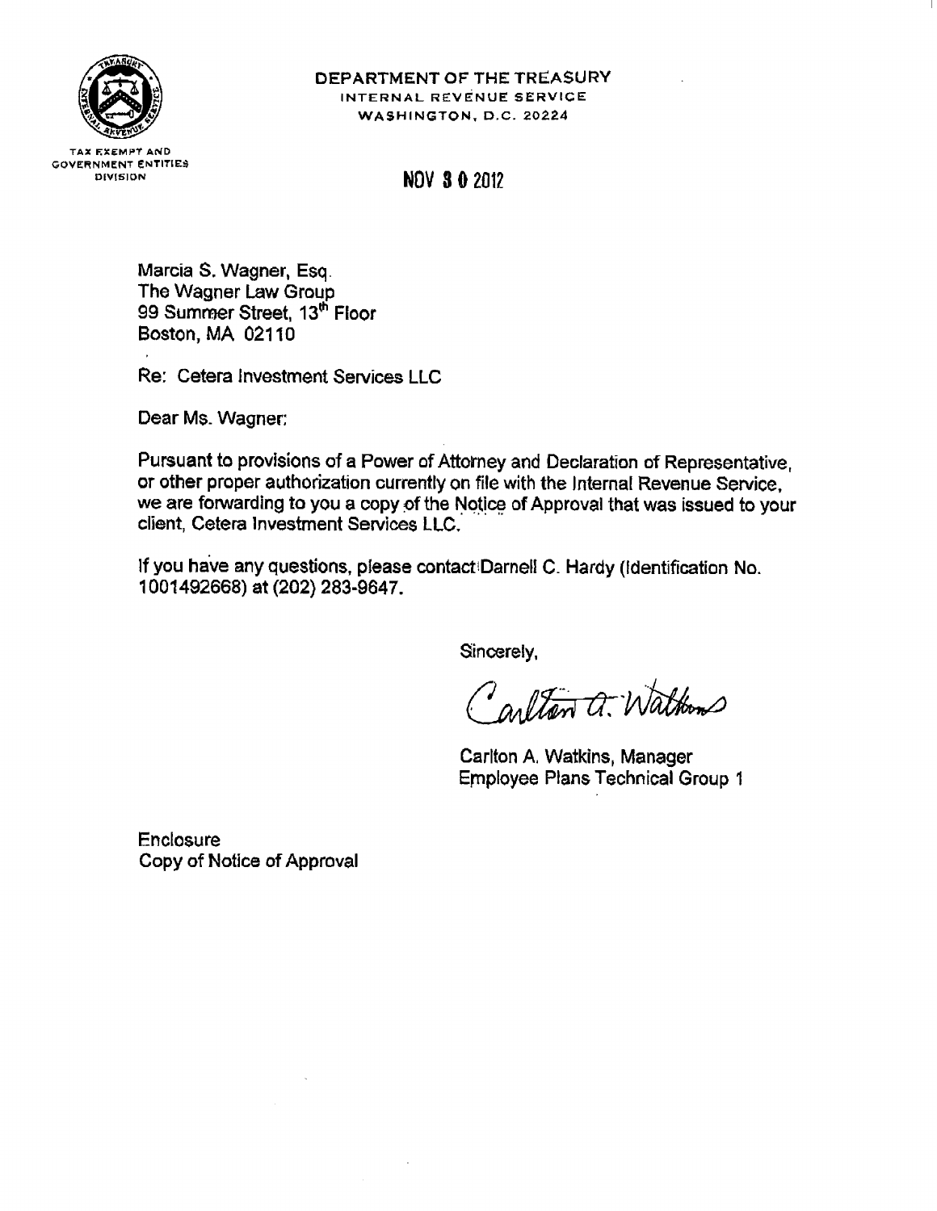DEPARTMENT OF THE TREASURY
INTERNAL REVENUE SERVICE
WASHINGTON, D.C. 20224

TAX EXEMPT AND
GOVERNMENT ENTITIES
DIVISION

NOV 30 2012

Marcia S. Wagner, Esq.
The Wagner Law Group
99 Summer Street, 13th Floor
Boston, MA 02110

Re: Cetera Investment Services LLC

Dear Ms. Wagner:

Pursuant to provisions of a Power of Attorney and Declaration of Representative, or other proper authorization currently on file with the Internal Revenue Service, we are forwarding to you a copy of the Notice of Approval that was issued to your client, Cetera Investment Services LLC.

If you have any questions, please contact Darnell C. Hardy (Identification No. 1001492668) at (202) 283-9647.

Sincerely,

Carlton A. Watkins

Carlton A. Watkins, Manager
Employee Plans Technical Group 1

Enclosure
Copy of Notice of Approval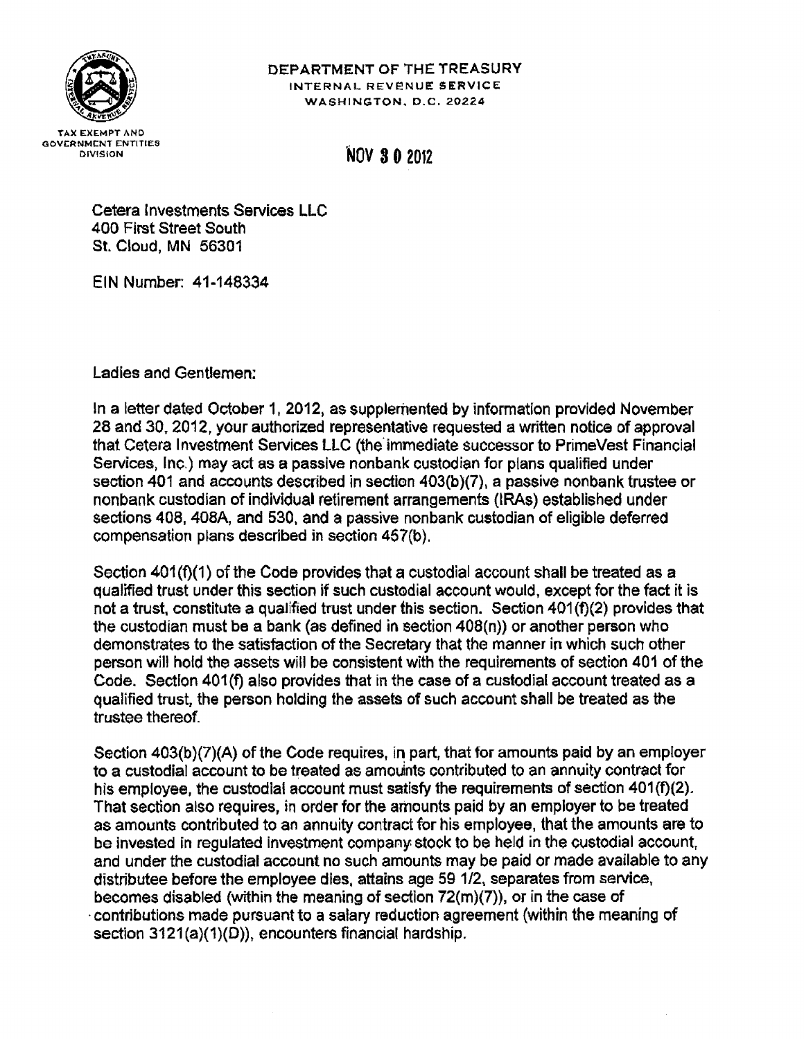DEPARTMENT OF THE TREASURY
INTERNAL REVENUE SERVICE
WASHINGTON, D.C. 20224

TAX EXEMPT AND GOVERNMENT ENTITIES DIVISION

NOV 30 2012

Cetera Investments Services LLC
400 First Street South
St. Cloud, MN 56301

EIN Number: 41-148334

Ladies and Gentlemen:

In a letter dated October 1, 2012, as supplemented by information provided November 28 and 30, 2012, your authorized representative requested a written notice of approval that Cetera Investment Services LLC (the immediate successor to PrimeVest Financial Services, Inc.) may act as a passive nonbank custodian for plans qualified under section 401 and accounts described in section 403(b)(7), a passive nonbank trustee or nonbank custodian of individual retirement arrangements (IRAs) established under sections 408, 408A, and 530, and a passive nonbank custodian of eligible deferred compensation plans described in section 457(b).

Section 401(f)(1) of the Code provides that a custodial account shall be treated as a qualified trust under this section if such custodial account would, except for the fact it is not a trust, constitute a qualified trust under this section. Section 401(f)(2) provides that the custodian must be a bank (as defined in section 408(n)) or another person who demonstrates to the satisfaction of the Secretary that the manner in which such other person will hold the assets will be consistent with the requirements of section 401 of the Code. Section 401(f) also provides that in the case of a custodial account treated as a qualified trust, the person holding the assets of such account shall be treated as the trustee thereof.

Section 403(b)(7)(A) of the Code requires, in part, that for amounts paid by an employer to a custodial account to be treated as amounts contributed to an annuity contract for his employee, the custodial account must satisfy the requirements of section 401(f)(2). That section also requires, in order for the amounts paid by an employer to be treated as amounts contributed to an annuity contract for his employee, that the amounts are to be invested in regulated investment company stock to be held in the custodial account, and under the custodial account no such amounts may be paid or made available to any distributee before the employee dies, attains age 59 1/2, separates from service, becomes disabled (within the meaning of section 72(m)(7)), or in the case of contributions made pursuant to a salary reduction agreement (within the meaning of section 3121(a)(1)(D)), encounters financial hardship.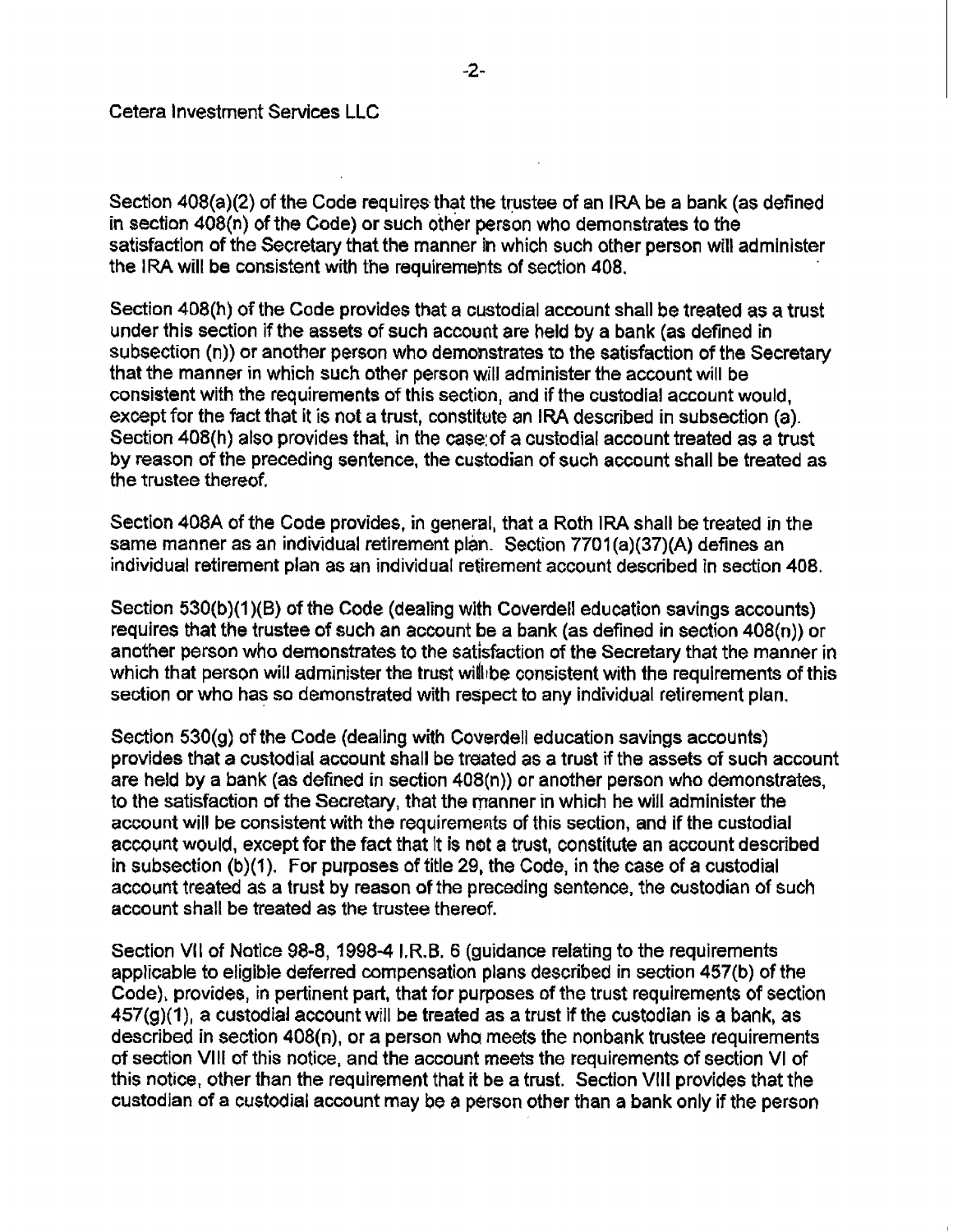Cetera Investment Services LLC

Section 408(a)(2) of the Code requires that the trustee of an IRA be a bank (as defined in section 408(n) of the Code) or such other person who demonstrates to the satisfaction of the Secretary that the manner in which such other person will administer the IRA will be consistent with the requirements of section 408.

Section 408(h) of the Code provides that a custodial account shall be treated as a trust under this section if the assets of such account are held by a bank (as defined in subsection (n)) or another person who demonstrates to the satisfaction of the Secretary that the manner in which such other person will administer the account will be consistent with the requirements of this section, and if the custodial account would, except for the fact that it is not a trust, constitute an IRA described in subsection (a). Section 408(h) also provides that, in the case of a custodial account treated as a trust by reason of the preceding sentence, the custodian of such account shall be treated as the trustee thereof.

Section 408A of the Code provides, in general, that a Roth IRA shall be treated in the same manner as an individual retirement plan. Section 7701(a)(37)(A) defines an individual retirement plan as an individual retirement account described in section 408.

Section 530(b)(1)(B) of the Code (dealing with Coverdell education savings accounts) requires that the trustee of such an account be a bank (as defined in section 408(n)) or another person who demonstrates to the satisfaction of the Secretary that the manner in which that person will administer the trust will be consistent with the requirements of this section or who has so demonstrated with respect to any individual retirement plan.

Section 530(g) of the Code (dealing with Coverdell education savings accounts) provides that a custodial account shall be treated as a trust if the assets of such account are held by a bank (as defined in section 408(n)) or another person who demonstrates, to the satisfaction of the Secretary, that the manner in which he will administer the account will be consistent with the requirements of this section, and if the custodial account would, except for the fact that it is not a trust, constitute an account described in subsection (b)(1). For purposes of title 29, the Code, in the case of a custodial account treated as a trust by reason of the preceding sentence, the custodian of such account shall be treated as the trustee thereof.

Section VII of Notice 98-8, 1998-4 I.R.B. 6 (guidance relating to the requirements applicable to eligible deferred compensation plans described in section 457(b) of the Code), provides, in pertinent part, that for purposes of the trust requirements of section 457(g)(1), a custodial account will be treated as a trust if the custodian is a bank, as described in section 408(n), or a person who meets the nonbank trustee requirements of section VIII of this notice, and the account meets the requirements of section VI of this notice, other than the requirement that it be a trust. Section VIII provides that the custodian of a custodial account may be a person other than a bank only if the person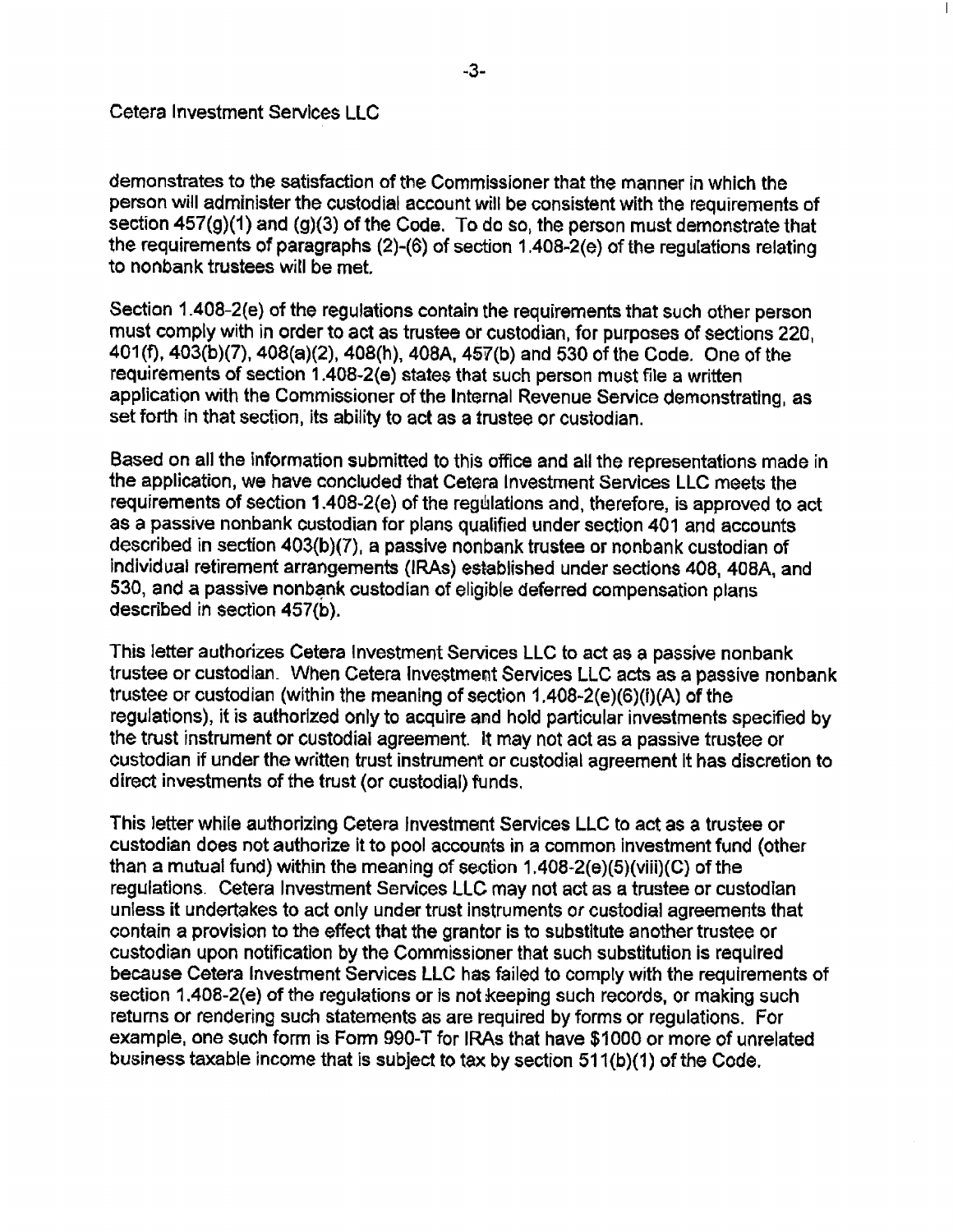Cetera Investment Services LLC

demonstrates to the satisfaction of the Commissioner that the manner in which the person will administer the custodial account will be consistent with the requirements of section 457(g)(1) and (g)(3) of the Code. To do so, the person must demonstrate that the requirements of paragraphs (2)-(6) of section 1.408-2(e) of the regulations relating to nonbank trustees will be met.

Section 1.408-2(e) of the regulations contain the requirements that such other person must comply with in order to act as trustee or custodian, for purposes of sections 220, 401(f), 403(b)(7), 408(a)(2), 408(h), 408A, 457(b) and 530 of the Code. One of the requirements of section 1.408-2(e) states that such person must file a written application with the Commissioner of the Internal Revenue Service demonstrating, as set forth in that section, its ability to act as a trustee or custodian.

Based on all the information submitted to this office and all the representations made in the application, we have concluded that Cetera Investment Services LLC meets the requirements of section 1.408-2(e) of the regulations and, therefore, is approved to act as a passive nonbank custodian for plans qualified under section 401 and accounts described in section 403(b)(7), a passive nonbank trustee or nonbank custodian of individual retirement arrangements (IRAs) established under sections 408, 408A, and 530, and a passive nonbank custodian of eligible deferred compensation plans described in section 457(b).

This letter authorizes Cetera Investment Services LLC to act as a passive nonbank trustee or custodian. When Cetera Investment Services LLC acts as a passive nonbank trustee or custodian (within the meaning of section 1.408-2(e)(6)(i)(A) of the regulations), it is authorized only to acquire and hold particular investments specified by the trust instrument or custodial agreement. It may not act as a passive trustee or custodian if under the written trust instrument or custodial agreement it has discretion to direct investments of the trust (or custodial) funds.

This letter while authorizing Cetera Investment Services LLC to act as a trustee or custodian does not authorize it to pool accounts in a common investment fund (other than a mutual fund) within the meaning of section 1.408-2(e)(5)(viii)(C) of the regulations. Cetera Investment Services LLC may not act as a trustee or custodian unless it undertakes to act only under trust instruments or custodial agreements that contain a provision to the effect that the grantor is to substitute another trustee or custodian upon notification by the Commissioner that such substitution is required because Cetera Investment Services LLC has failed to comply with the requirements of section 1.408-2(e) of the regulations or is not keeping such records, or making such returns or rendering such statements as are required by forms or regulations. For example, one such form is Form 990-T for IRAs that have $1000 or more of unrelated business taxable income that is subject to tax by section 511(b)(1) of the Code.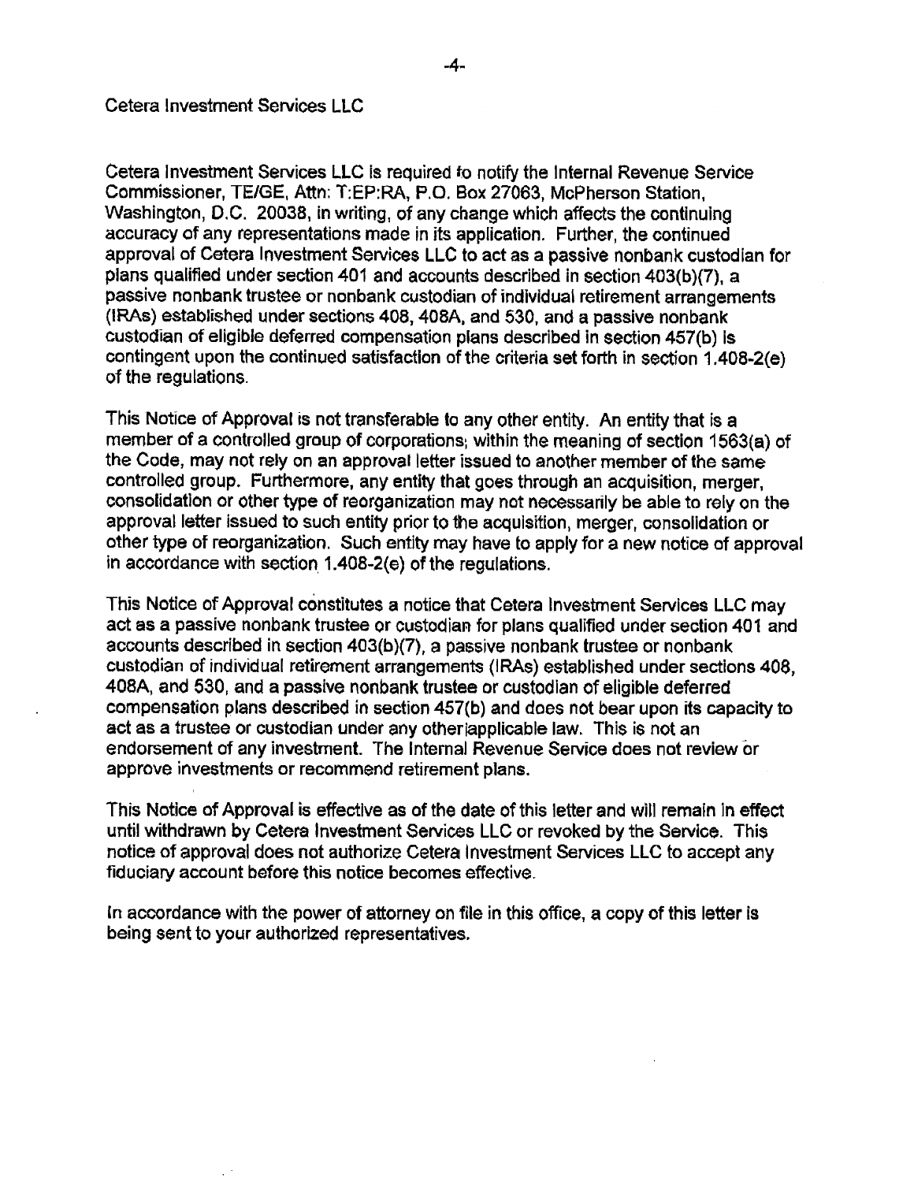Cetera Investment Services LLC

Cetera Investment Services LLC is required to notify the Internal Revenue Service Commissioner, TE/GE, Attn: T:EP:RA, P.O. Box 27063, McPherson Station, Washington, D.C. 20038, in writing, of any change which affects the continuing accuracy of any representations made in its application. Further, the continued approval of Cetera Investment Services LLC to act as a passive nonbank custodian for plans qualified under section 401 and accounts described in section 403(b)(7), a passive nonbank trustee or nonbank custodian of individual retirement arrangements (IRAs) established under sections 408, 408A, and 530, and a passive nonbank custodian of eligible deferred compensation plans described in section 457(b) is contingent upon the continued satisfaction of the criteria set forth in section 1.408-2(e) of the regulations.

This Notice of Approval is not transferable to any other entity. An entity that is a member of a controlled group of corporations, within the meaning of section 1563(a) of the Code, may not rely on an approval letter issued to another member of the same controlled group. Furthermore, any entity that goes through an acquisition, merger, consolidation or other type of reorganization may not necessarily be able to rely on the approval letter issued to such entity prior to the acquisition, merger, consolidation or other type of reorganization. Such entity may have to apply for a new notice of approval in accordance with section 1.408-2(e) of the regulations.

This Notice of Approval constitutes a notice that Cetera Investment Services LLC may act as a passive nonbank trustee or custodian for plans qualified under section 401 and accounts described in section 403(b)(7), a passive nonbank trustee or nonbank custodian of individual retirement arrangements (IRAs) established under sections 408, 408A, and 530, and a passive nonbank trustee or custodian of eligible deferred compensation plans described in section 457(b) and does not bear upon its capacity to act as a trustee or custodian under any other applicable law. This is not an endorsement of any investment. The Internal Revenue Service does not review or approve investments or recommend retirement plans.

This Notice of Approval is effective as of the date of this letter and will remain in effect until withdrawn by Cetera Investment Services LLC or revoked by the Service. This notice of approval does not authorize Cetera Investment Services LLC to accept any fiduciary account before this notice becomes effective.

In accordance with the power of attorney on file in this office, a copy of this letter is being sent to your authorized representatives.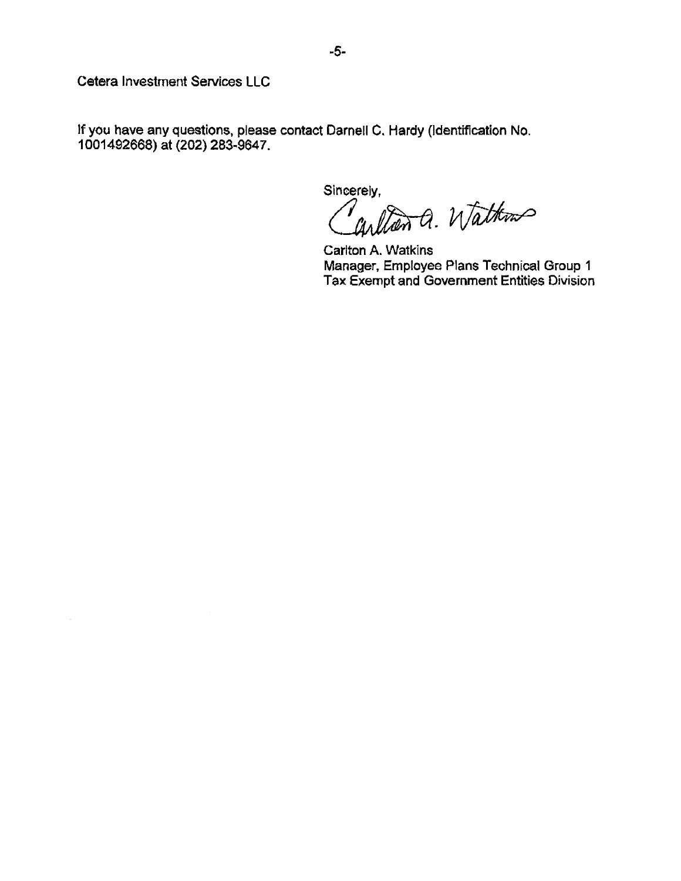Cetera Investment Services LLC

If you have any questions, please contact Darnell C. Hardy (Identification No. 1001492668) at (202) 283-9647.

Sincerely,

Carlton A. Watkins

Carlton A. Watkins
Manager, Employee Plans Technical Group 1
Tax Exempt and Government Entities Division